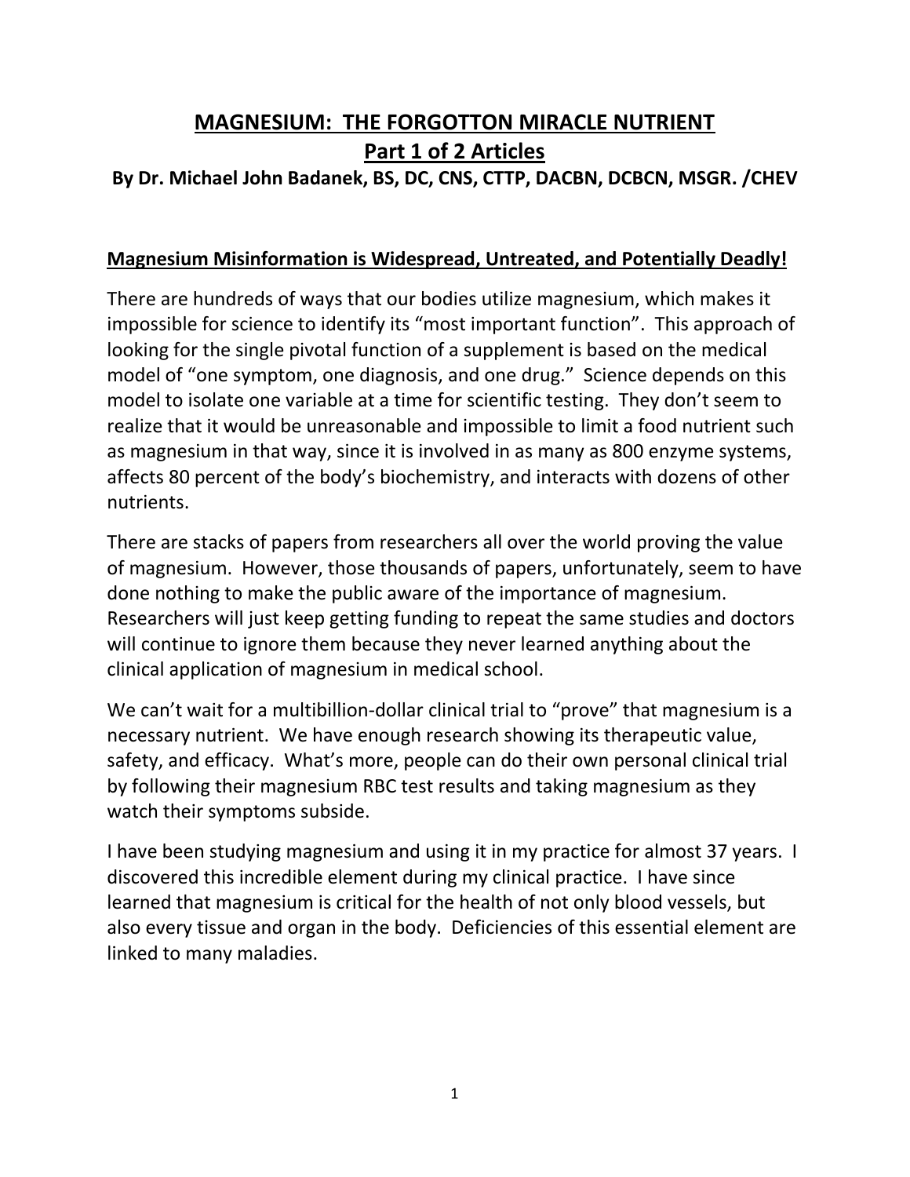# MAGNESIUM: THE FORGOTTON MIRACLE NUTRIENT
## Part 1 of 2 Articles

**By Dr. Michael John Badanek, BS, DC, CNS, CTTP, DACBN, DCBCN, MSGR. /CHEV**

### Magnesium Misinformation is Widespread, Untreated, and Potentially Deadly!

There are hundreds of ways that our bodies utilize magnesium, which makes it impossible for science to identify its "most important function". This approach of looking for the single pivotal function of a supplement is based on the medical model of "one symptom, one diagnosis, and one drug." Science depends on this model to isolate one variable at a time for scientific testing. They don't seem to realize that it would be unreasonable and impossible to limit a food nutrient such as magnesium in that way, since it is involved in as many as 800 enzyme systems, affects 80 percent of the body's biochemistry, and interacts with dozens of other nutrients.

There are stacks of papers from researchers all over the world proving the value of magnesium. However, those thousands of papers, unfortunately, seem to have done nothing to make the public aware of the importance of magnesium. Researchers will just keep getting funding to repeat the same studies and doctors will continue to ignore them because they never learned anything about the clinical application of magnesium in medical school.

We can't wait for a multibillion-dollar clinical trial to "prove" that magnesium is a necessary nutrient. We have enough research showing its therapeutic value, safety, and efficacy. What's more, people can do their own personal clinical trial by following their magnesium RBC test results and taking magnesium as they watch their symptoms subside.

I have been studying magnesium and using it in my practice for almost 37 years. I discovered this incredible element during my clinical practice. I have since learned that magnesium is critical for the health of not only blood vessels, but also every tissue and organ in the body. Deficiencies of this essential element are linked to many maladies.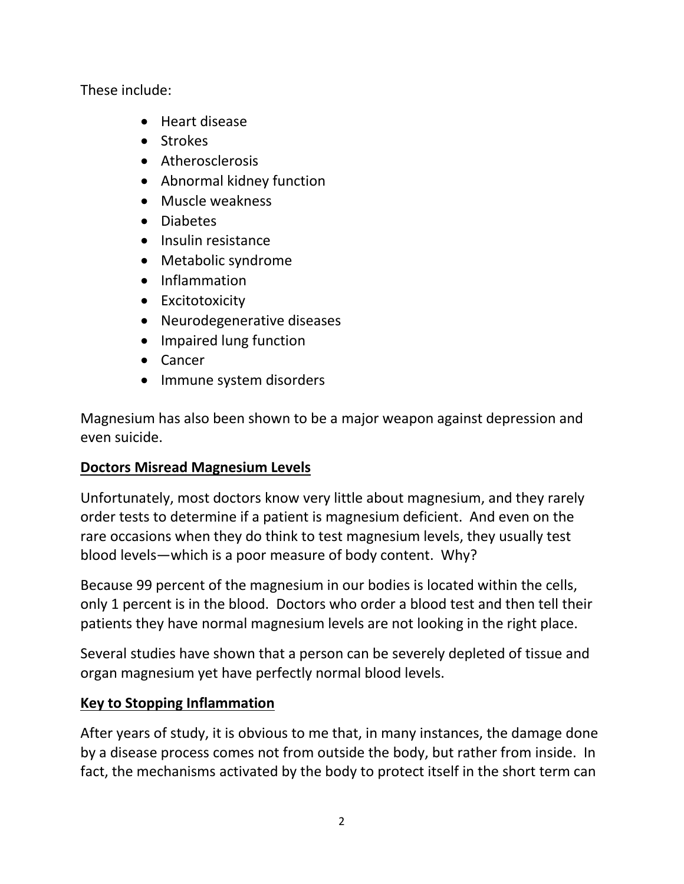These include:

- Heart disease
- Strokes
- Atherosclerosis
- Abnormal kidney function
- Muscle weakness
- Diabetes
- Insulin resistance
- Metabolic syndrome
- Inflammation
- Excitotoxicity
- Neurodegenerative diseases
- Impaired lung function
- Cancer
- Immune system disorders

Magnesium has also been shown to be a major weapon against depression and even suicide.

## Doctors Misread Magnesium Levels

Unfortunately, most doctors know very little about magnesium, and they rarely order tests to determine if a patient is magnesium deficient. And even on the rare occasions when they do think to test magnesium levels, they usually test blood levels—which is a poor measure of body content. Why?

Because 99 percent of the magnesium in our bodies is located within the cells, only 1 percent is in the blood. Doctors who order a blood test and then tell their patients they have normal magnesium levels are not looking in the right place.

Several studies have shown that a person can be severely depleted of tissue and organ magnesium yet have perfectly normal blood levels.

## Key to Stopping Inflammation

After years of study, it is obvious to me that, in many instances, the damage done by a disease process comes not from outside the body, but rather from inside. In fact, the mechanisms activated by the body to protect itself in the short term can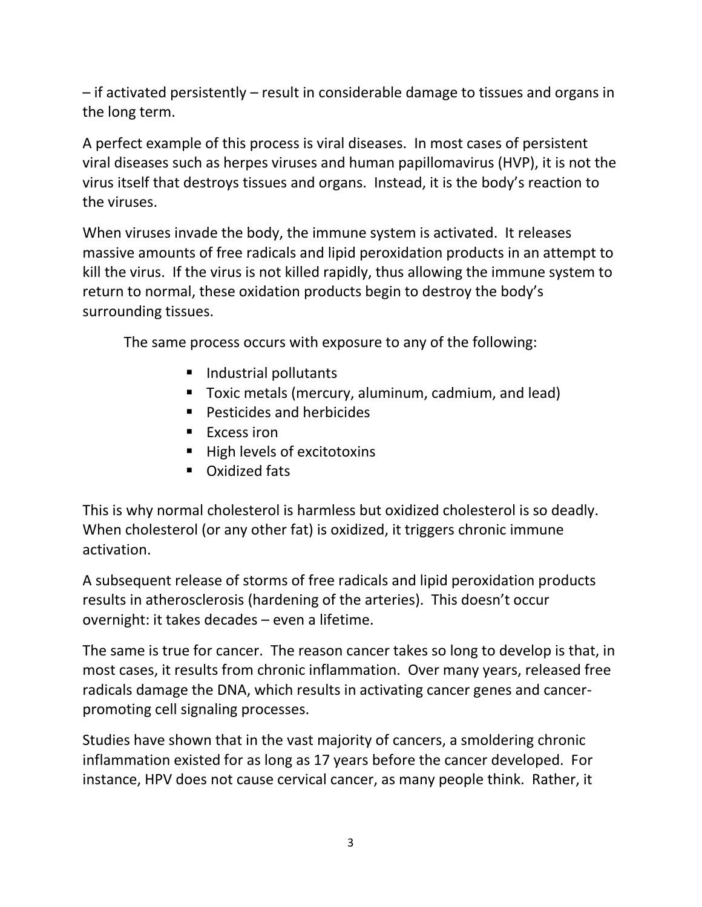– if activated persistently – result in considerable damage to tissues and organs in the long term.

A perfect example of this process is viral diseases. In most cases of persistent viral diseases such as herpes viruses and human papillomavirus (HVP), it is not the virus itself that destroys tissues and organs. Instead, it is the body's reaction to the viruses.

When viruses invade the body, the immune system is activated. It releases massive amounts of free radicals and lipid peroxidation products in an attempt to kill the virus. If the virus is not killed rapidly, thus allowing the immune system to return to normal, these oxidation products begin to destroy the body's surrounding tissues.

The same process occurs with exposure to any of the following:

- Industrial pollutants
- Toxic metals (mercury, aluminum, cadmium, and lead)
- Pesticides and herbicides
- Excess iron
- High levels of excitotoxins
- Oxidized fats

This is why normal cholesterol is harmless but oxidized cholesterol is so deadly. When cholesterol (or any other fat) is oxidized, it triggers chronic immune activation.

A subsequent release of storms of free radicals and lipid peroxidation products results in atherosclerosis (hardening of the arteries). This doesn't occur overnight: it takes decades – even a lifetime.

The same is true for cancer. The reason cancer takes so long to develop is that, in most cases, it results from chronic inflammation. Over many years, released free radicals damage the DNA, which results in activating cancer genes and cancer-promoting cell signaling processes.

Studies have shown that in the vast majority of cancers, a smoldering chronic inflammation existed for as long as 17 years before the cancer developed. For instance, HPV does not cause cervical cancer, as many people think. Rather, it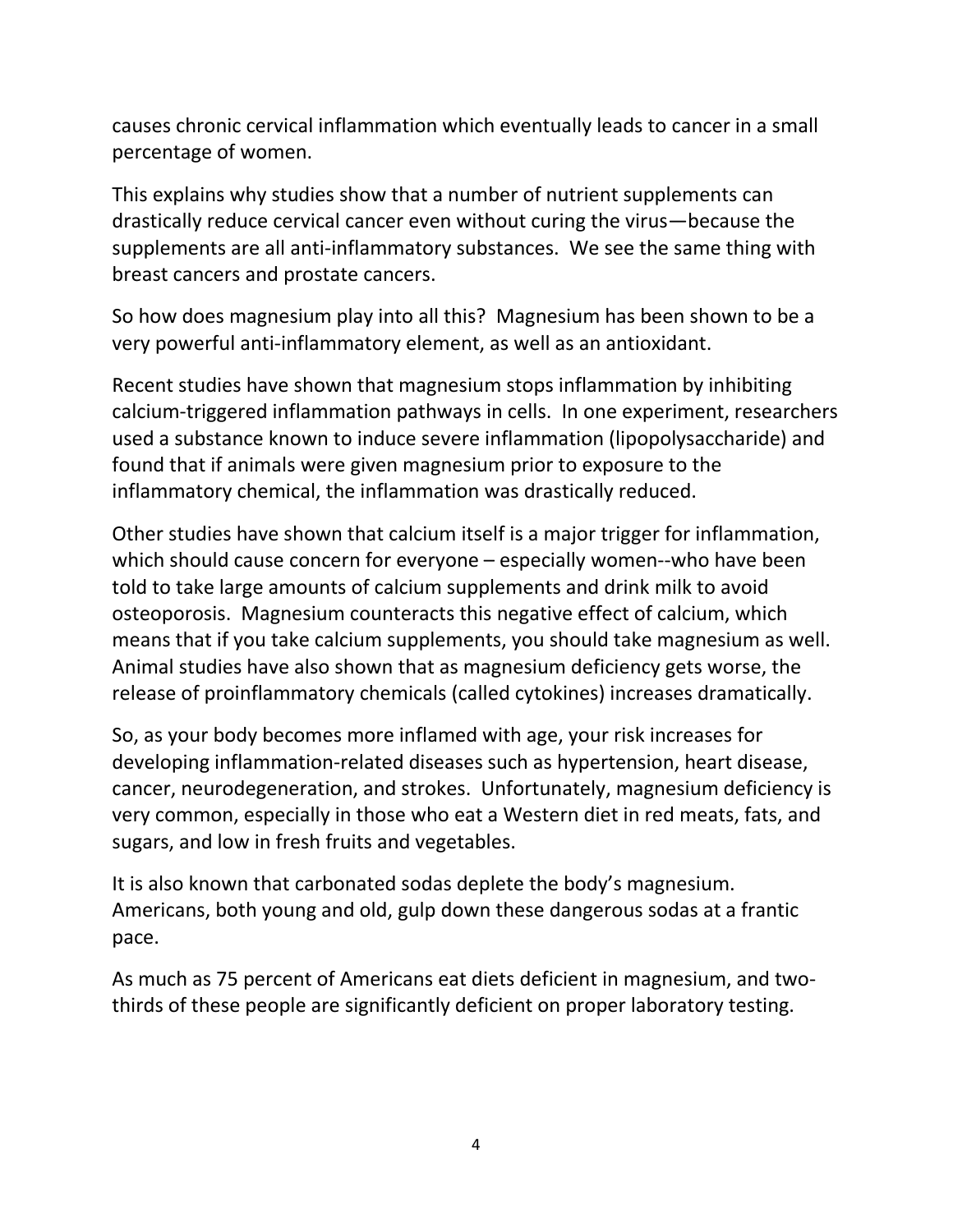causes chronic cervical inflammation which eventually leads to cancer in a small percentage of women.

This explains why studies show that a number of nutrient supplements can drastically reduce cervical cancer even without curing the virus—because the supplements are all anti-inflammatory substances. We see the same thing with breast cancers and prostate cancers.

So how does magnesium play into all this? Magnesium has been shown to be a very powerful anti-inflammatory element, as well as an antioxidant.

Recent studies have shown that magnesium stops inflammation by inhibiting calcium-triggered inflammation pathways in cells. In one experiment, researchers used a substance known to induce severe inflammation (lipopolysaccharide) and found that if animals were given magnesium prior to exposure to the inflammatory chemical, the inflammation was drastically reduced.

Other studies have shown that calcium itself is a major trigger for inflammation, which should cause concern for everyone – especially women--who have been told to take large amounts of calcium supplements and drink milk to avoid osteoporosis. Magnesium counteracts this negative effect of calcium, which means that if you take calcium supplements, you should take magnesium as well. Animal studies have also shown that as magnesium deficiency gets worse, the release of proinflammatory chemicals (called cytokines) increases dramatically.

So, as your body becomes more inflamed with age, your risk increases for developing inflammation-related diseases such as hypertension, heart disease, cancer, neurodegeneration, and strokes. Unfortunately, magnesium deficiency is very common, especially in those who eat a Western diet in red meats, fats, and sugars, and low in fresh fruits and vegetables.

It is also known that carbonated sodas deplete the body's magnesium. Americans, both young and old, gulp down these dangerous sodas at a frantic pace.

As much as 75 percent of Americans eat diets deficient in magnesium, and two-thirds of these people are significantly deficient on proper laboratory testing.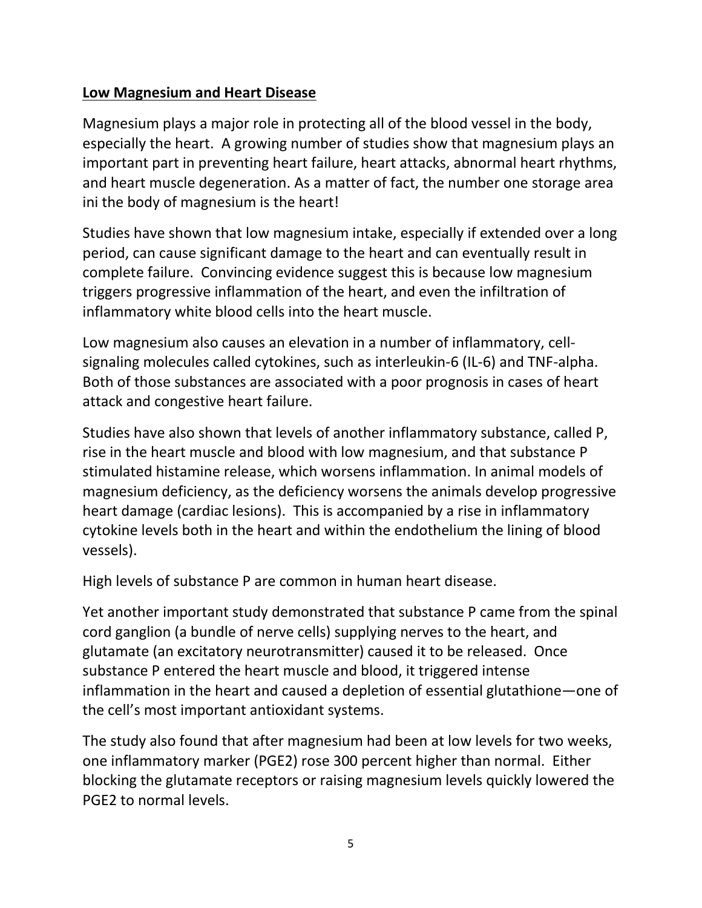**Low Magnesium and Heart Disease**

Magnesium plays a major role in protecting all of the blood vessel in the body, especially the heart. A growing number of studies show that magnesium plays an important part in preventing heart failure, heart attacks, abnormal heart rhythms, and heart muscle degeneration. As a matter of fact, the number one storage area ini the body of magnesium is the heart!

Studies have shown that low magnesium intake, especially if extended over a long period, can cause significant damage to the heart and can eventually result in complete failure. Convincing evidence suggest this is because low magnesium triggers progressive inflammation of the heart, and even the infiltration of inflammatory white blood cells into the heart muscle.

Low magnesium also causes an elevation in a number of inflammatory, cell-signaling molecules called cytokines, such as interleukin-6 (IL-6) and TNF-alpha. Both of those substances are associated with a poor prognosis in cases of heart attack and congestive heart failure.

Studies have also shown that levels of another inflammatory substance, called P, rise in the heart muscle and blood with low magnesium, and that substance P stimulated histamine release, which worsens inflammation. In animal models of magnesium deficiency, as the deficiency worsens the animals develop progressive heart damage (cardiac lesions). This is accompanied by a rise in inflammatory cytokine levels both in the heart and within the endothelium the lining of blood vessels).

High levels of substance P are common in human heart disease.

Yet another important study demonstrated that substance P came from the spinal cord ganglion (a bundle of nerve cells) supplying nerves to the heart, and glutamate (an excitatory neurotransmitter) caused it to be released. Once substance P entered the heart muscle and blood, it triggered intense inflammation in the heart and caused a depletion of essential glutathione—one of the cell's most important antioxidant systems.

The study also found that after magnesium had been at low levels for two weeks, one inflammatory marker (PGE2) rose 300 percent higher than normal. Either blocking the glutamate receptors or raising magnesium levels quickly lowered the PGE2 to normal levels.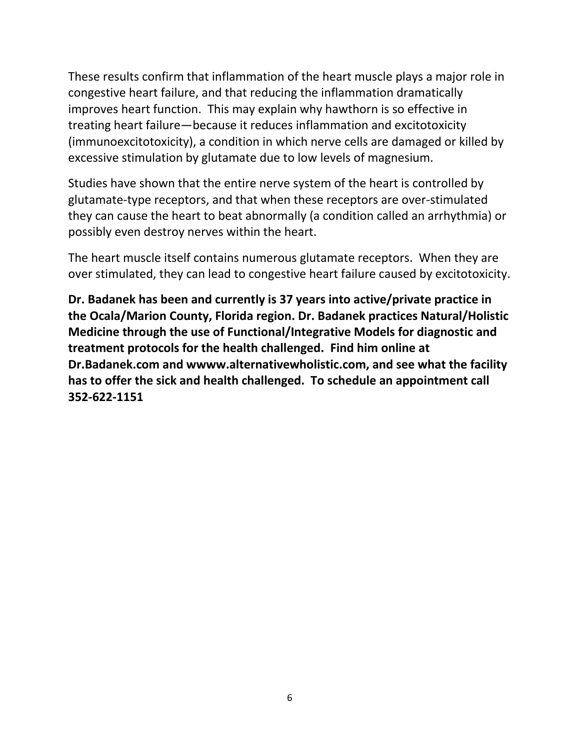These results confirm that inflammation of the heart muscle plays a major role in congestive heart failure, and that reducing the inflammation dramatically improves heart function. This may explain why hawthorn is so effective in treating heart failure—because it reduces inflammation and excitotoxicity (immunoexcitotoxicity), a condition in which nerve cells are damaged or killed by excessive stimulation by glutamate due to low levels of magnesium.

Studies have shown that the entire nerve system of the heart is controlled by glutamate-type receptors, and that when these receptors are over-stimulated they can cause the heart to beat abnormally (a condition called an arrhythmia) or possibly even destroy nerves within the heart.

The heart muscle itself contains numerous glutamate receptors. When they are over stimulated, they can lead to congestive heart failure caused by excitotoxicity.

**Dr. Badanek has been and currently is 37 years into active/private practice in the Ocala/Marion County, Florida region. Dr. Badanek practices Natural/Holistic Medicine through the use of Functional/Integrative Models for diagnostic and treatment protocols for the health challenged. Find him online at Dr.Badanek.com and wwww.alternativewholistic.com, and see what the facility has to offer the sick and health challenged. To schedule an appointment call 352-622-1151**